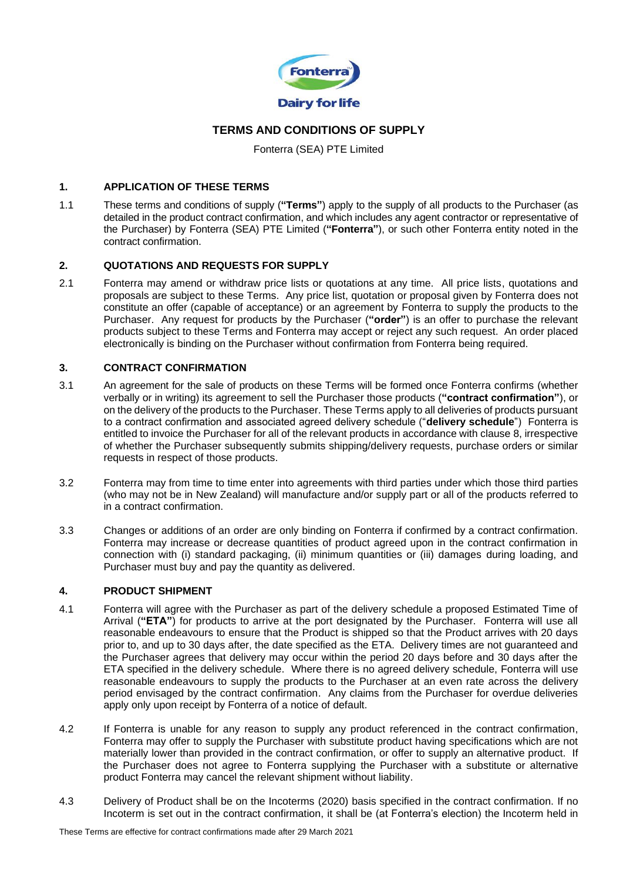# TERMS AND CONDITIONS OF SUPPLY

Fonterra (SEA) PTE Limited

## 1. APPLICATION OF THESE TERMS

1.1 These terms and conditions of supply (**"Terms"**) apply to the supply of all products to the Purchaser (as detailed in the product contract confirmation, and which includes any agent contractor or representative of the Purchaser) by Fonterra (SEA) PTE Limited (**"Fonterra"**), or such other Fonterra entity noted in the contract confirmation.

## 2. QUOTATIONS AND REQUESTS FOR SUPPLY

2.1 Fonterra may amend or withdraw price lists or quotations at any time. All price lists, quotations and proposals are subject to these Terms. Any price list, quotation or proposal given by Fonterra does not constitute an offer (capable of acceptance) or an agreement by Fonterra to supply the products to the Purchaser. Any request for products by the Purchaser (**"order"**) is an offer to purchase the relevant products subject to these Terms and Fonterra may accept or reject any such request. An order placed electronically is binding on the Purchaser without confirmation from Fonterra being required.

## 3. CONTRACT CONFIRMATION

3.1 An agreement for the sale of products on these Terms will be formed once Fonterra confirms (whether verbally or in writing) its agreement to sell the Purchaser those products (**"contract confirmation"**), or on the delivery of the products to the Purchaser. These Terms apply to all deliveries of products pursuant to a contract confirmation and associated agreed delivery schedule ("**delivery schedule**") Fonterra is entitled to invoice the Purchaser for all of the relevant products in accordance with clause 8, irrespective of whether the Purchaser subsequently submits shipping/delivery requests, purchase orders or similar requests in respect of those products.

3.2 Fonterra may from time to time enter into agreements with third parties under which those third parties (who may not be in New Zealand) will manufacture and/or supply part or all of the products referred to in a contract confirmation.

3.3 Changes or additions of an order are only binding on Fonterra if confirmed by a contract confirmation. Fonterra may increase or decrease quantities of product agreed upon in the contract confirmation in connection with (i) standard packaging, (ii) minimum quantities or (iii) damages during loading, and Purchaser must buy and pay the quantity as delivered.

## 4. PRODUCT SHIPMENT

4.1 Fonterra will agree with the Purchaser as part of the delivery schedule a proposed Estimated Time of Arrival (**"ETA"**) for products to arrive at the port designated by the Purchaser. Fonterra will use all reasonable endeavours to ensure that the Product is shipped so that the Product arrives with 20 days prior to, and up to 30 days after, the date specified as the ETA. Delivery times are not guaranteed and the Purchaser agrees that delivery may occur within the period 20 days before and 30 days after the ETA specified in the delivery schedule. Where there is no agreed delivery schedule, Fonterra will use reasonable endeavours to supply the products to the Purchaser at an even rate across the delivery period envisaged by the contract confirmation. Any claims from the Purchaser for overdue deliveries apply only upon receipt by Fonterra of a notice of default.

4.2 If Fonterra is unable for any reason to supply any product referenced in the contract confirmation, Fonterra may offer to supply the Purchaser with substitute product having specifications which are not materially lower than provided in the contract confirmation, or offer to supply an alternative product. If the Purchaser does not agree to Fonterra supplying the Purchaser with a substitute or alternative product Fonterra may cancel the relevant shipment without liability.

4.3 Delivery of Product shall be on the Incoterms (2020) basis specified in the contract confirmation. If no Incoterm is set out in the contract confirmation, it shall be (at Fonterra's election) the Incoterm held in

These Terms are effective for contract confirmations made after 29 March 2021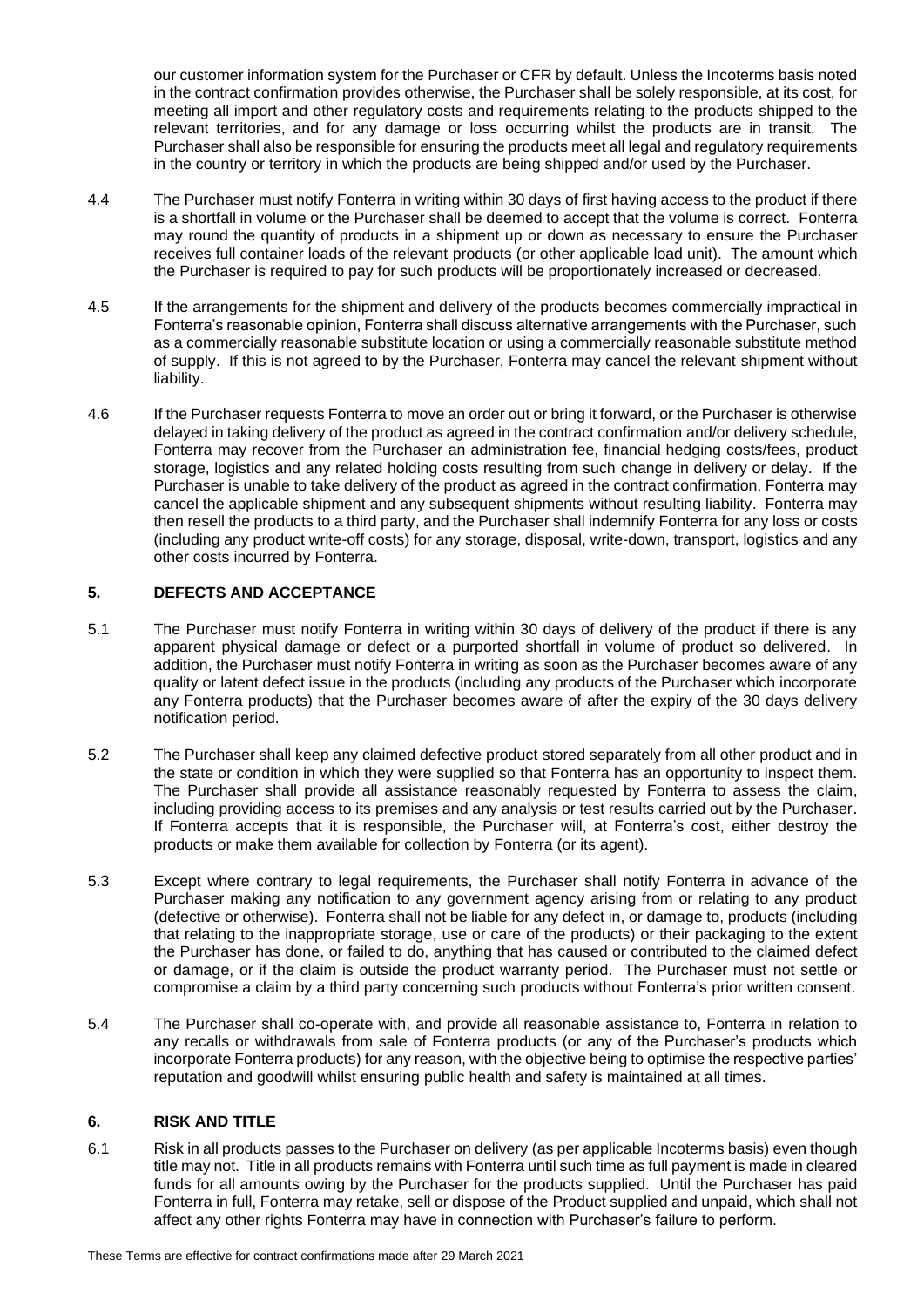our customer information system for the Purchaser or CFR by default. Unless the Incoterms basis noted in the contract confirmation provides otherwise, the Purchaser shall be solely responsible, at its cost, for meeting all import and other regulatory costs and requirements relating to the products shipped to the relevant territories, and for any damage or loss occurring whilst the products are in transit. The Purchaser shall also be responsible for ensuring the products meet all legal and regulatory requirements in the country or territory in which the products are being shipped and/or used by the Purchaser.

4.4 The Purchaser must notify Fonterra in writing within 30 days of first having access to the product if there is a shortfall in volume or the Purchaser shall be deemed to accept that the volume is correct. Fonterra may round the quantity of products in a shipment up or down as necessary to ensure the Purchaser receives full container loads of the relevant products (or other applicable load unit). The amount which the Purchaser is required to pay for such products will be proportionately increased or decreased.

4.5 If the arrangements for the shipment and delivery of the products becomes commercially impractical in Fonterra's reasonable opinion, Fonterra shall discuss alternative arrangements with the Purchaser, such as a commercially reasonable substitute location or using a commercially reasonable substitute method of supply. If this is not agreed to by the Purchaser, Fonterra may cancel the relevant shipment without liability.

4.6 If the Purchaser requests Fonterra to move an order out or bring it forward, or the Purchaser is otherwise delayed in taking delivery of the product as agreed in the contract confirmation and/or delivery schedule, Fonterra may recover from the Purchaser an administration fee, financial hedging costs/fees, product storage, logistics and any related holding costs resulting from such change in delivery or delay. If the Purchaser is unable to take delivery of the product as agreed in the contract confirmation, Fonterra may cancel the applicable shipment and any subsequent shipments without resulting liability. Fonterra may then resell the products to a third party, and the Purchaser shall indemnify Fonterra for any loss or costs (including any product write-off costs) for any storage, disposal, write-down, transport, logistics and any other costs incurred by Fonterra.

## 5. DEFECTS AND ACCEPTANCE

5.1 The Purchaser must notify Fonterra in writing within 30 days of delivery of the product if there is any apparent physical damage or defect or a purported shortfall in volume of product so delivered. In addition, the Purchaser must notify Fonterra in writing as soon as the Purchaser becomes aware of any quality or latent defect issue in the products (including any products of the Purchaser which incorporate any Fonterra products) that the Purchaser becomes aware of after the expiry of the 30 days delivery notification period.

5.2 The Purchaser shall keep any claimed defective product stored separately from all other product and in the state or condition in which they were supplied so that Fonterra has an opportunity to inspect them. The Purchaser shall provide all assistance reasonably requested by Fonterra to assess the claim, including providing access to its premises and any analysis or test results carried out by the Purchaser. If Fonterra accepts that it is responsible, the Purchaser will, at Fonterra's cost, either destroy the products or make them available for collection by Fonterra (or its agent).

5.3 Except where contrary to legal requirements, the Purchaser shall notify Fonterra in advance of the Purchaser making any notification to any government agency arising from or relating to any product (defective or otherwise). Fonterra shall not be liable for any defect in, or damage to, products (including that relating to the inappropriate storage, use or care of the products) or their packaging to the extent the Purchaser has done, or failed to do, anything that has caused or contributed to the claimed defect or damage, or if the claim is outside the product warranty period. The Purchaser must not settle or compromise a claim by a third party concerning such products without Fonterra's prior written consent.

5.4 The Purchaser shall co-operate with, and provide all reasonable assistance to, Fonterra in relation to any recalls or withdrawals from sale of Fonterra products (or any of the Purchaser's products which incorporate Fonterra products) for any reason, with the objective being to optimise the respective parties' reputation and goodwill whilst ensuring public health and safety is maintained at all times.

## 6. RISK AND TITLE

6.1 Risk in all products passes to the Purchaser on delivery (as per applicable Incoterms basis) even though title may not. Title in all products remains with Fonterra until such time as full payment is made in cleared funds for all amounts owing by the Purchaser for the products supplied. Until the Purchaser has paid Fonterra in full, Fonterra may retake, sell or dispose of the Product supplied and unpaid, which shall not affect any other rights Fonterra may have in connection with Purchaser's failure to perform.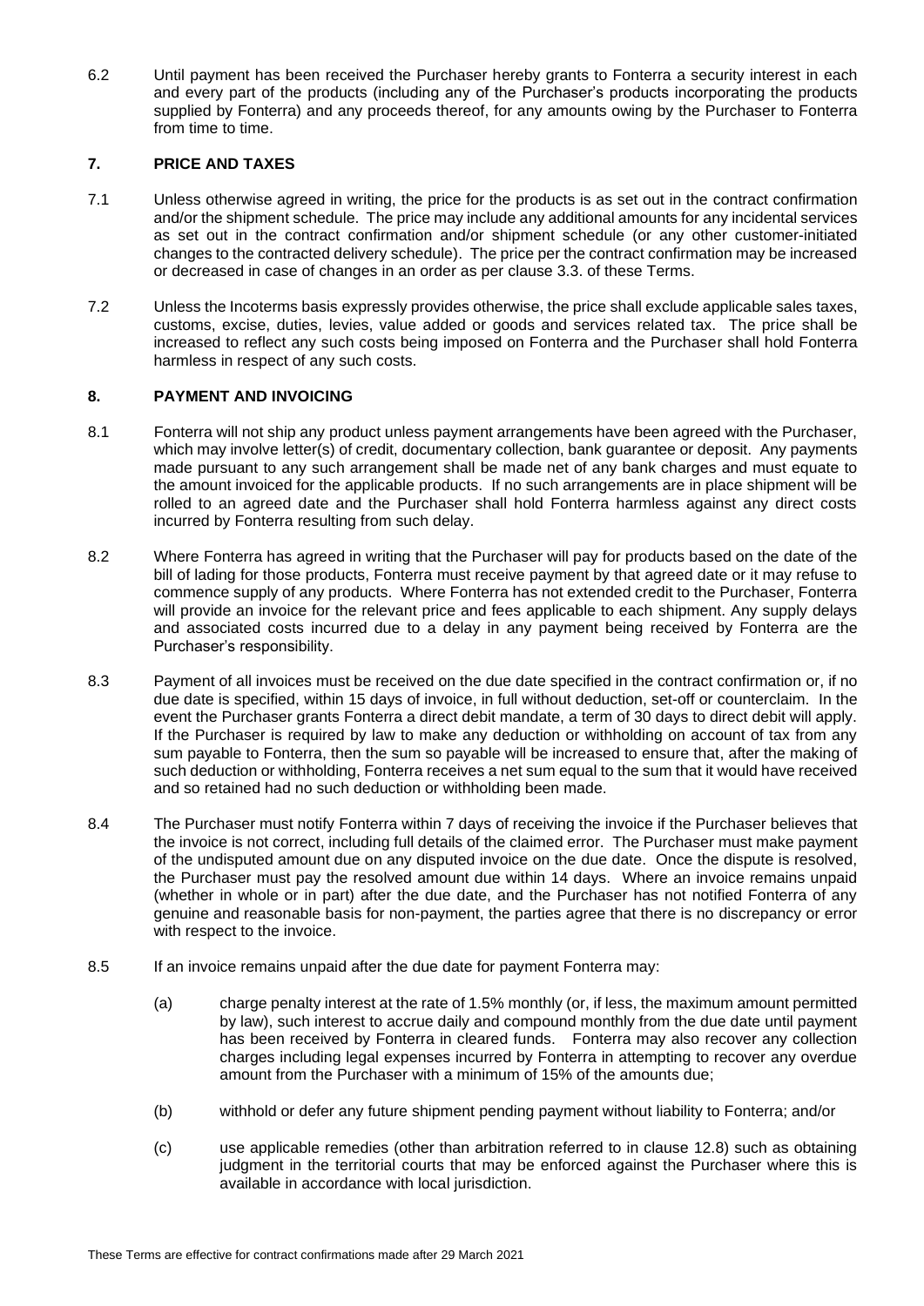6.2 Until payment has been received the Purchaser hereby grants to Fonterra a security interest in each and every part of the products (including any of the Purchaser's products incorporating the products supplied by Fonterra) and any proceeds thereof, for any amounts owing by the Purchaser to Fonterra from time to time.

## 7. PRICE AND TAXES

7.1 Unless otherwise agreed in writing, the price for the products is as set out in the contract confirmation and/or the shipment schedule. The price may include any additional amounts for any incidental services as set out in the contract confirmation and/or shipment schedule (or any other customer-initiated changes to the contracted delivery schedule). The price per the contract confirmation may be increased or decreased in case of changes in an order as per clause 3.3. of these Terms.

7.2 Unless the Incoterms basis expressly provides otherwise, the price shall exclude applicable sales taxes, customs, excise, duties, levies, value added or goods and services related tax. The price shall be increased to reflect any such costs being imposed on Fonterra and the Purchaser shall hold Fonterra harmless in respect of any such costs.

## 8. PAYMENT AND INVOICING

8.1 Fonterra will not ship any product unless payment arrangements have been agreed with the Purchaser, which may involve letter(s) of credit, documentary collection, bank guarantee or deposit. Any payments made pursuant to any such arrangement shall be made net of any bank charges and must equate to the amount invoiced for the applicable products. If no such arrangements are in place shipment will be rolled to an agreed date and the Purchaser shall hold Fonterra harmless against any direct costs incurred by Fonterra resulting from such delay.

8.2 Where Fonterra has agreed in writing that the Purchaser will pay for products based on the date of the bill of lading for those products, Fonterra must receive payment by that agreed date or it may refuse to commence supply of any products. Where Fonterra has not extended credit to the Purchaser, Fonterra will provide an invoice for the relevant price and fees applicable to each shipment. Any supply delays and associated costs incurred due to a delay in any payment being received by Fonterra are the Purchaser's responsibility.

8.3 Payment of all invoices must be received on the due date specified in the contract confirmation or, if no due date is specified, within 15 days of invoice, in full without deduction, set-off or counterclaim. In the event the Purchaser grants Fonterra a direct debit mandate, a term of 30 days to direct debit will apply. If the Purchaser is required by law to make any deduction or withholding on account of tax from any sum payable to Fonterra, then the sum so payable will be increased to ensure that, after the making of such deduction or withholding, Fonterra receives a net sum equal to the sum that it would have received and so retained had no such deduction or withholding been made.

8.4 The Purchaser must notify Fonterra within 7 days of receiving the invoice if the Purchaser believes that the invoice is not correct, including full details of the claimed error. The Purchaser must make payment of the undisputed amount due on any disputed invoice on the due date. Once the dispute is resolved, the Purchaser must pay the resolved amount due within 14 days. Where an invoice remains unpaid (whether in whole or in part) after the due date, and the Purchaser has not notified Fonterra of any genuine and reasonable basis for non-payment, the parties agree that there is no discrepancy or error with respect to the invoice.

8.5 If an invoice remains unpaid after the due date for payment Fonterra may:

(a) charge penalty interest at the rate of 1.5% monthly (or, if less, the maximum amount permitted by law), such interest to accrue daily and compound monthly from the due date until payment has been received by Fonterra in cleared funds. Fonterra may also recover any collection charges including legal expenses incurred by Fonterra in attempting to recover any overdue amount from the Purchaser with a minimum of 15% of the amounts due;

(b) withhold or defer any future shipment pending payment without liability to Fonterra; and/or

(c) use applicable remedies (other than arbitration referred to in clause 12.8) such as obtaining judgment in the territorial courts that may be enforced against the Purchaser where this is available in accordance with local jurisdiction.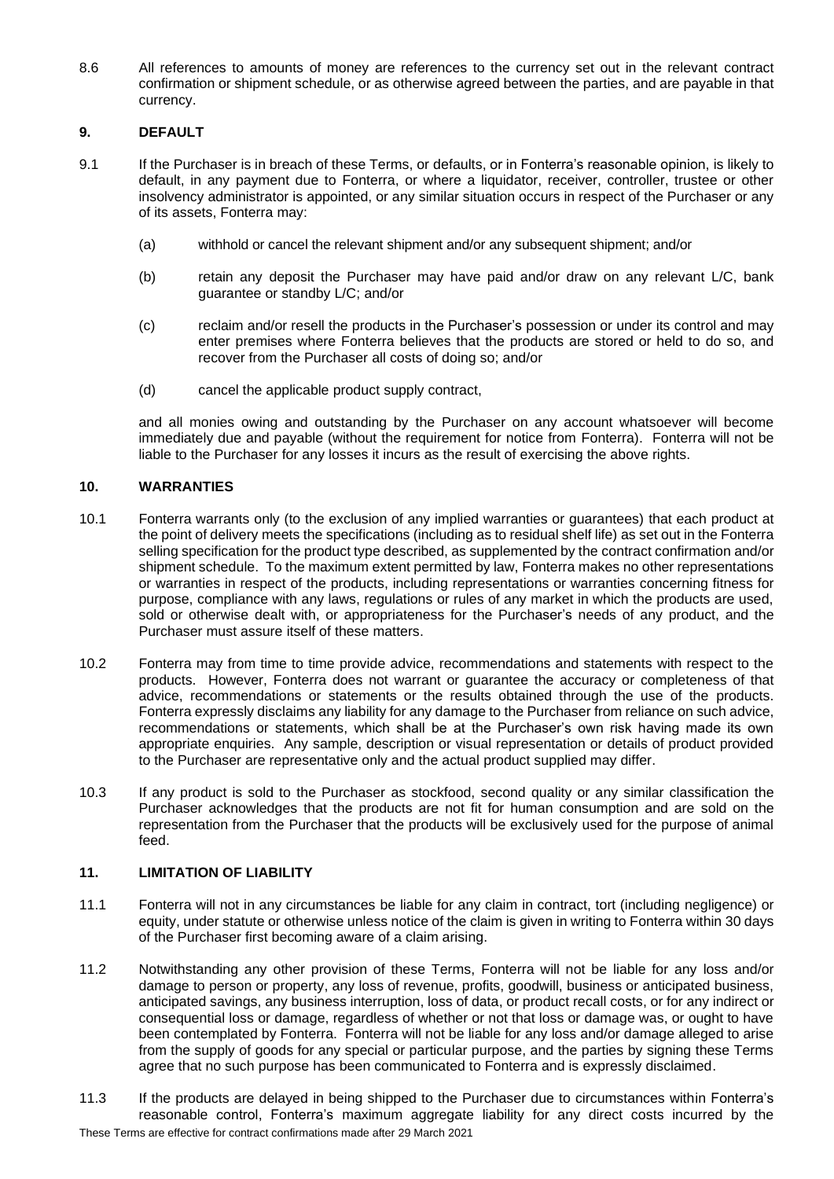8.6 All references to amounts of money are references to the currency set out in the relevant contract confirmation or shipment schedule, or as otherwise agreed between the parties, and are payable in that currency.

## 9. DEFAULT

9.1 If the Purchaser is in breach of these Terms, or defaults, or in Fonterra's reasonable opinion, is likely to default, in any payment due to Fonterra, or where a liquidator, receiver, controller, trustee or other insolvency administrator is appointed, or any similar situation occurs in respect of the Purchaser or any of its assets, Fonterra may:

(a) withhold or cancel the relevant shipment and/or any subsequent shipment; and/or

(b) retain any deposit the Purchaser may have paid and/or draw on any relevant L/C, bank guarantee or standby L/C; and/or

(c) reclaim and/or resell the products in the Purchaser's possession or under its control and may enter premises where Fonterra believes that the products are stored or held to do so, and recover from the Purchaser all costs of doing so; and/or

(d) cancel the applicable product supply contract,

and all monies owing and outstanding by the Purchaser on any account whatsoever will become immediately due and payable (without the requirement for notice from Fonterra). Fonterra will not be liable to the Purchaser for any losses it incurs as the result of exercising the above rights.

## 10. WARRANTIES

10.1 Fonterra warrants only (to the exclusion of any implied warranties or guarantees) that each product at the point of delivery meets the specifications (including as to residual shelf life) as set out in the Fonterra selling specification for the product type described, as supplemented by the contract confirmation and/or shipment schedule. To the maximum extent permitted by law, Fonterra makes no other representations or warranties in respect of the products, including representations or warranties concerning fitness for purpose, compliance with any laws, regulations or rules of any market in which the products are used, sold or otherwise dealt with, or appropriateness for the Purchaser's needs of any product, and the Purchaser must assure itself of these matters.

10.2 Fonterra may from time to time provide advice, recommendations and statements with respect to the products. However, Fonterra does not warrant or guarantee the accuracy or completeness of that advice, recommendations or statements or the results obtained through the use of the products. Fonterra expressly disclaims any liability for any damage to the Purchaser from reliance on such advice, recommendations or statements, which shall be at the Purchaser's own risk having made its own appropriate enquiries. Any sample, description or visual representation or details of product provided to the Purchaser are representative only and the actual product supplied may differ.

10.3 If any product is sold to the Purchaser as stockfood, second quality or any similar classification the Purchaser acknowledges that the products are not fit for human consumption and are sold on the representation from the Purchaser that the products will be exclusively used for the purpose of animal feed.

## 11. LIMITATION OF LIABILITY

11.1 Fonterra will not in any circumstances be liable for any claim in contract, tort (including negligence) or equity, under statute or otherwise unless notice of the claim is given in writing to Fonterra within 30 days of the Purchaser first becoming aware of a claim arising.

11.2 Notwithstanding any other provision of these Terms, Fonterra will not be liable for any loss and/or damage to person or property, any loss of revenue, profits, goodwill, business or anticipated business, anticipated savings, any business interruption, loss of data, or product recall costs, or for any indirect or consequential loss or damage, regardless of whether or not that loss or damage was, or ought to have been contemplated by Fonterra. Fonterra will not be liable for any loss and/or damage alleged to arise from the supply of goods for any special or particular purpose, and the parties by signing these Terms agree that no such purpose has been communicated to Fonterra and is expressly disclaimed.

11.3 If the products are delayed in being shipped to the Purchaser due to circumstances within Fonterra's reasonable control, Fonterra's maximum aggregate liability for any direct costs incurred by the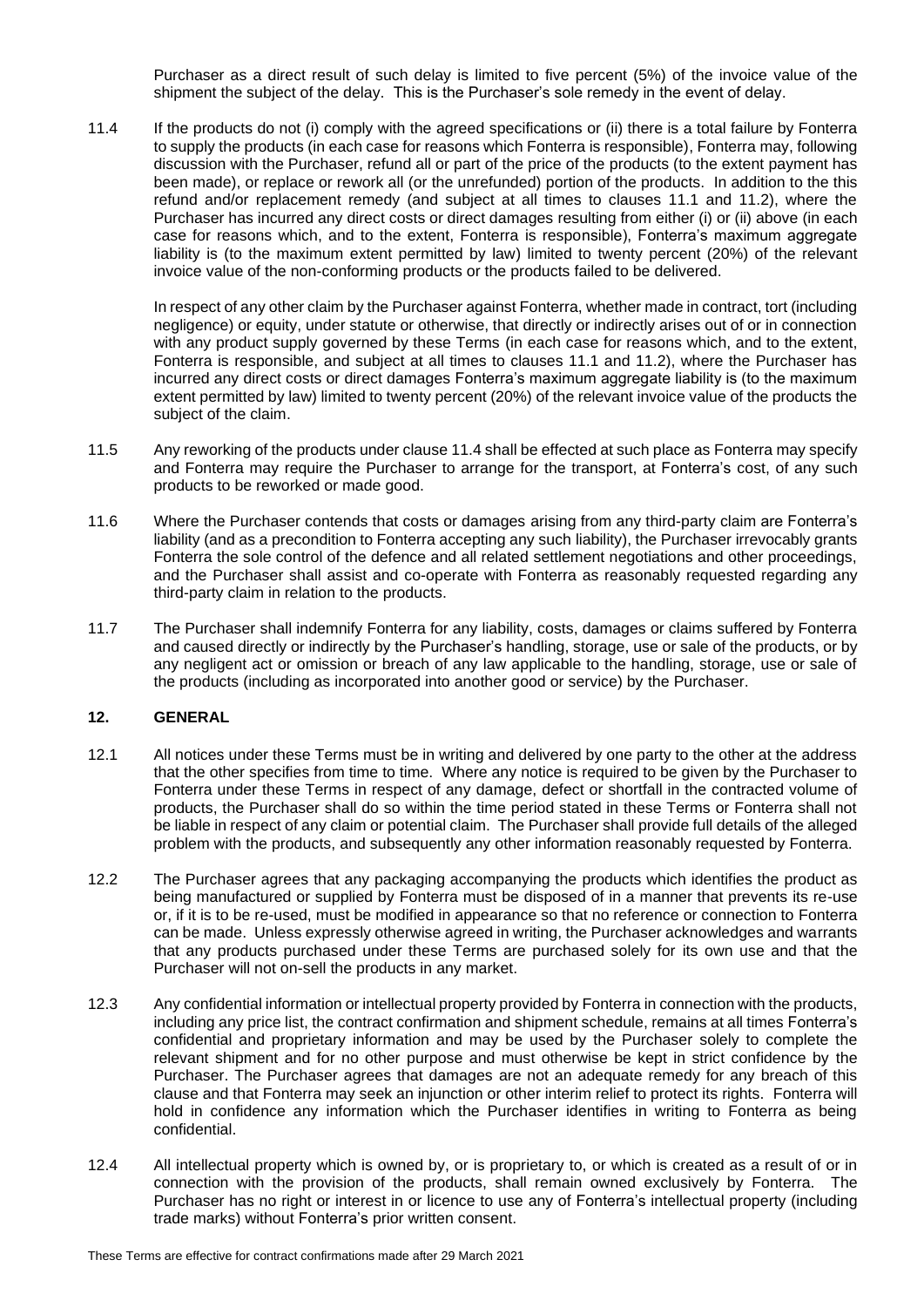Purchaser as a direct result of such delay is limited to five percent (5%) of the invoice value of the shipment the subject of the delay. This is the Purchaser's sole remedy in the event of delay.

11.4 If the products do not (i) comply with the agreed specifications or (ii) there is a total failure by Fonterra to supply the products (in each case for reasons which Fonterra is responsible), Fonterra may, following discussion with the Purchaser, refund all or part of the price of the products (to the extent payment has been made), or replace or rework all (or the unrefunded) portion of the products. In addition to the this refund and/or replacement remedy (and subject at all times to clauses 11.1 and 11.2), where the Purchaser has incurred any direct costs or direct damages resulting from either (i) or (ii) above (in each case for reasons which, and to the extent, Fonterra is responsible), Fonterra's maximum aggregate liability is (to the maximum extent permitted by law) limited to twenty percent (20%) of the relevant invoice value of the non-conforming products or the products failed to be delivered.

In respect of any other claim by the Purchaser against Fonterra, whether made in contract, tort (including negligence) or equity, under statute or otherwise, that directly or indirectly arises out of or in connection with any product supply governed by these Terms (in each case for reasons which, and to the extent, Fonterra is responsible, and subject at all times to clauses 11.1 and 11.2), where the Purchaser has incurred any direct costs or direct damages Fonterra's maximum aggregate liability is (to the maximum extent permitted by law) limited to twenty percent (20%) of the relevant invoice value of the products the subject of the claim.

11.5 Any reworking of the products under clause 11.4 shall be effected at such place as Fonterra may specify and Fonterra may require the Purchaser to arrange for the transport, at Fonterra's cost, of any such products to be reworked or made good.

11.6 Where the Purchaser contends that costs or damages arising from any third-party claim are Fonterra's liability (and as a precondition to Fonterra accepting any such liability), the Purchaser irrevocably grants Fonterra the sole control of the defence and all related settlement negotiations and other proceedings, and the Purchaser shall assist and co-operate with Fonterra as reasonably requested regarding any third-party claim in relation to the products.

11.7 The Purchaser shall indemnify Fonterra for any liability, costs, damages or claims suffered by Fonterra and caused directly or indirectly by the Purchaser's handling, storage, use or sale of the products, or by any negligent act or omission or breach of any law applicable to the handling, storage, use or sale of the products (including as incorporated into another good or service) by the Purchaser.

## 12. GENERAL

12.1 All notices under these Terms must be in writing and delivered by one party to the other at the address that the other specifies from time to time. Where any notice is required to be given by the Purchaser to Fonterra under these Terms in respect of any damage, defect or shortfall in the contracted volume of products, the Purchaser shall do so within the time period stated in these Terms or Fonterra shall not be liable in respect of any claim or potential claim. The Purchaser shall provide full details of the alleged problem with the products, and subsequently any other information reasonably requested by Fonterra.

12.2 The Purchaser agrees that any packaging accompanying the products which identifies the product as being manufactured or supplied by Fonterra must be disposed of in a manner that prevents its re-use or, if it is to be re-used, must be modified in appearance so that no reference or connection to Fonterra can be made. Unless expressly otherwise agreed in writing, the Purchaser acknowledges and warrants that any products purchased under these Terms are purchased solely for its own use and that the Purchaser will not on-sell the products in any market.

12.3 Any confidential information or intellectual property provided by Fonterra in connection with the products, including any price list, the contract confirmation and shipment schedule, remains at all times Fonterra's confidential and proprietary information and may be used by the Purchaser solely to complete the relevant shipment and for no other purpose and must otherwise be kept in strict confidence by the Purchaser. The Purchaser agrees that damages are not an adequate remedy for any breach of this clause and that Fonterra may seek an injunction or other interim relief to protect its rights. Fonterra will hold in confidence any information which the Purchaser identifies in writing to Fonterra as being confidential.

12.4 All intellectual property which is owned by, or is proprietary to, or which is created as a result of or in connection with the provision of the products, shall remain owned exclusively by Fonterra. The Purchaser has no right or interest in or licence to use any of Fonterra's intellectual property (including trade marks) without Fonterra's prior written consent.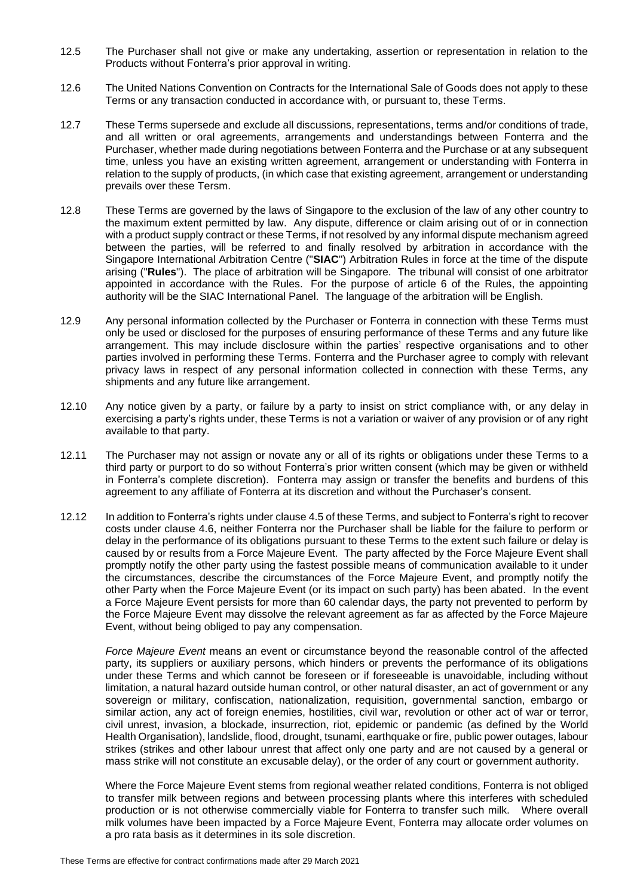12.5 The Purchaser shall not give or make any undertaking, assertion or representation in relation to the Products without Fonterra's prior approval in writing.

12.6 The United Nations Convention on Contracts for the International Sale of Goods does not apply to these Terms or any transaction conducted in accordance with, or pursuant to, these Terms.

12.7 These Terms supersede and exclude all discussions, representations, terms and/or conditions of trade, and all written or oral agreements, arrangements and understandings between Fonterra and the Purchaser, whether made during negotiations between Fonterra and the Purchase or at any subsequent time, unless you have an existing written agreement, arrangement or understanding with Fonterra in relation to the supply of products, (in which case that existing agreement, arrangement or understanding prevails over these Tersm.

12.8 These Terms are governed by the laws of Singapore to the exclusion of the law of any other country to the maximum extent permitted by law. Any dispute, difference or claim arising out of or in connection with a product supply contract or these Terms, if not resolved by any informal dispute mechanism agreed between the parties, will be referred to and finally resolved by arbitration in accordance with the Singapore International Arbitration Centre ("**SIAC**") Arbitration Rules in force at the time of the dispute arising ("**Rules**"). The place of arbitration will be Singapore. The tribunal will consist of one arbitrator appointed in accordance with the Rules. For the purpose of article 6 of the Rules, the appointing authority will be the SIAC International Panel. The language of the arbitration will be English.

12.9 Any personal information collected by the Purchaser or Fonterra in connection with these Terms must only be used or disclosed for the purposes of ensuring performance of these Terms and any future like arrangement. This may include disclosure within the parties' respective organisations and to other parties involved in performing these Terms. Fonterra and the Purchaser agree to comply with relevant privacy laws in respect of any personal information collected in connection with these Terms, any shipments and any future like arrangement.

12.10 Any notice given by a party, or failure by a party to insist on strict compliance with, or any delay in exercising a party's rights under, these Terms is not a variation or waiver of any provision or of any right available to that party.

12.11 The Purchaser may not assign or novate any or all of its rights or obligations under these Terms to a third party or purport to do so without Fonterra's prior written consent (which may be given or withheld in Fonterra's complete discretion). Fonterra may assign or transfer the benefits and burdens of this agreement to any affiliate of Fonterra at its discretion and without the Purchaser's consent.

12.12 In addition to Fonterra's rights under clause 4.5 of these Terms, and subject to Fonterra's right to recover costs under clause 4.6, neither Fonterra nor the Purchaser shall be liable for the failure to perform or delay in the performance of its obligations pursuant to these Terms to the extent such failure or delay is caused by or results from a Force Majeure Event. The party affected by the Force Majeure Event shall promptly notify the other party using the fastest possible means of communication available to it under the circumstances, describe the circumstances of the Force Majeure Event, and promptly notify the other Party when the Force Majeure Event (or its impact on such party) has been abated. In the event a Force Majeure Event persists for more than 60 calendar days, the party not prevented to perform by the Force Majeure Event may dissolve the relevant agreement as far as affected by the Force Majeure Event, without being obliged to pay any compensation.

*Force Majeure Event* means an event or circumstance beyond the reasonable control of the affected party, its suppliers or auxiliary persons, which hinders or prevents the performance of its obligations under these Terms and which cannot be foreseen or if foreseeable is unavoidable, including without limitation, a natural hazard outside human control, or other natural disaster, an act of government or any sovereign or military, confiscation, nationalization, requisition, governmental sanction, embargo or similar action, any act of foreign enemies, hostilities, civil war, revolution or other act of war or terror, civil unrest, invasion, a blockade, insurrection, riot, epidemic or pandemic (as defined by the World Health Organisation), landslide, flood, drought, tsunami, earthquake or fire, public power outages, labour strikes (strikes and other labour unrest that affect only one party and are not caused by a general or mass strike will not constitute an excusable delay), or the order of any court or government authority.

Where the Force Majeure Event stems from regional weather related conditions, Fonterra is not obliged to transfer milk between regions and between processing plants where this interferes with scheduled production or is not otherwise commercially viable for Fonterra to transfer such milk. Where overall milk volumes have been impacted by a Force Majeure Event, Fonterra may allocate order volumes on a pro rata basis as it determines in its sole discretion.

These Terms are effective for contract confirmations made after 29 March 2021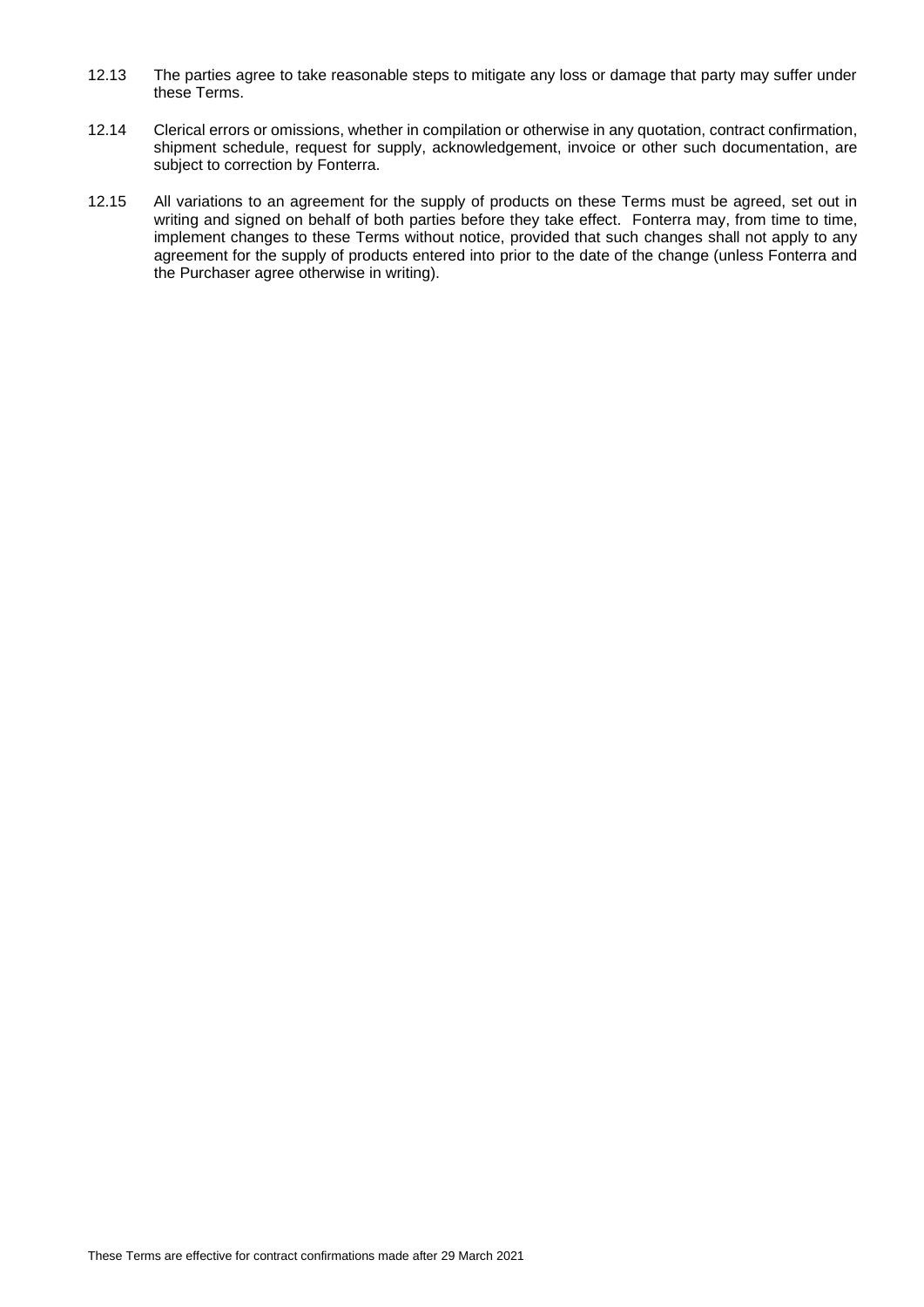12.13 The parties agree to take reasonable steps to mitigate any loss or damage that party may suffer under these Terms.

12.14 Clerical errors or omissions, whether in compilation or otherwise in any quotation, contract confirmation, shipment schedule, request for supply, acknowledgement, invoice or other such documentation, are subject to correction by Fonterra.

12.15 All variations to an agreement for the supply of products on these Terms must be agreed, set out in writing and signed on behalf of both parties before they take effect. Fonterra may, from time to time, implement changes to these Terms without notice, provided that such changes shall not apply to any agreement for the supply of products entered into prior to the date of the change (unless Fonterra and the Purchaser agree otherwise in writing).

These Terms are effective for contract confirmations made after 29 March 2021